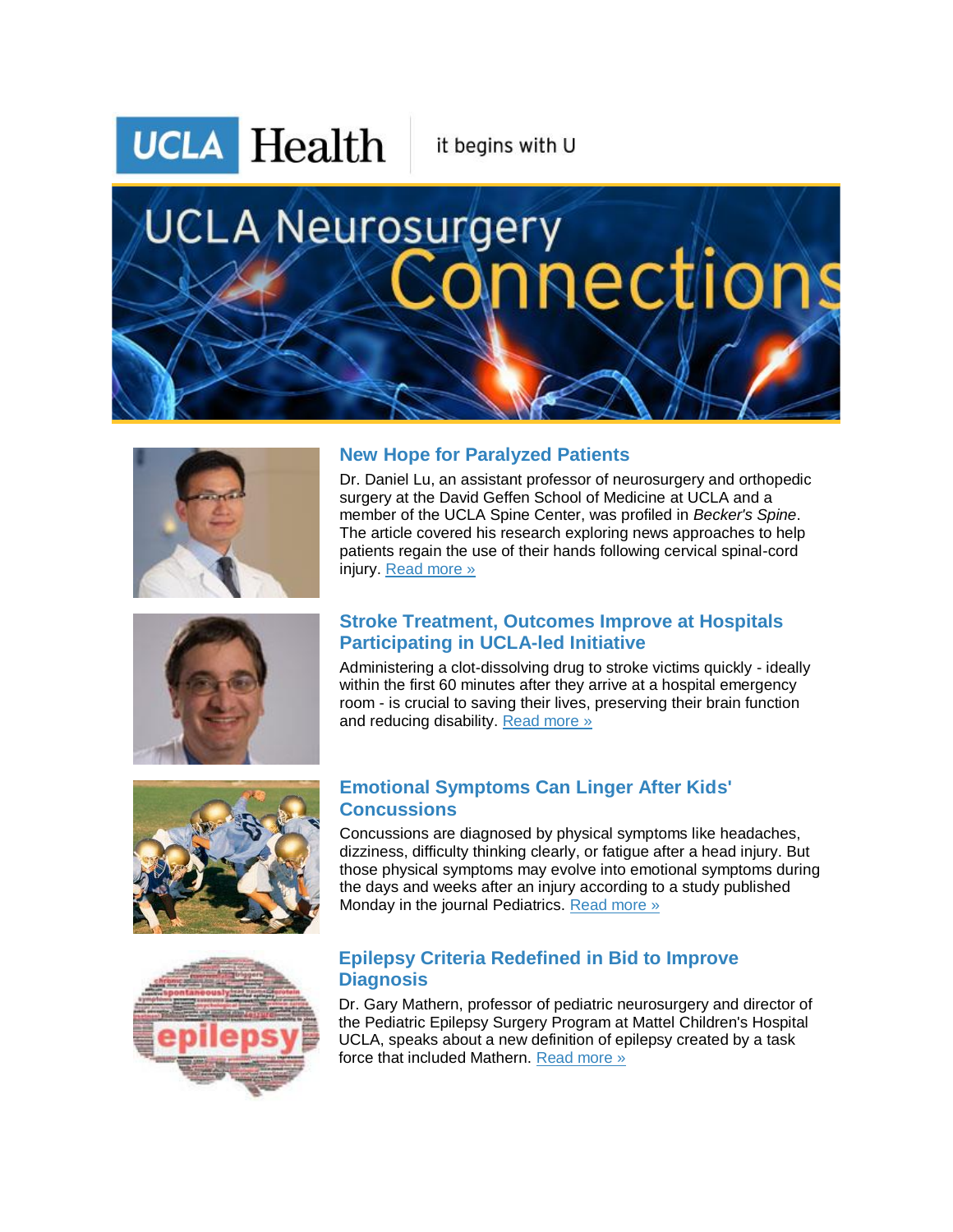UCLA Health | it begins with U

# UCLA Neurosurgery Connections

## New Hope for Paralyzed Patients

Dr. Daniel Lu, an assistant professor of neurosurgery and orthopedic surgery at the David Geffen School of Medicine at UCLA and a member of the UCLA Spine Center, was profiled in *Becker's Spine*. The article covered his research exploring news approaches to help patients regain the use of their hands following cervical spinal-cord injury. Read more »

## Stroke Treatment, Outcomes Improve at Hospitals Participating in UCLA-led Initiative

Administering a clot-dissolving drug to stroke victims quickly - ideally within the first 60 minutes after they arrive at a hospital emergency room - is crucial to saving their lives, preserving their brain function and reducing disability. Read more »

## Emotional Symptoms Can Linger After Kids' Concussions

Concussions are diagnosed by physical symptoms like headaches, dizziness, difficulty thinking clearly, or fatigue after a head injury. But those physical symptoms may evolve into emotional symptoms during the days and weeks after an injury according to a study published Monday in the journal Pediatrics. Read more »

## Epilepsy Criteria Redefined in Bid to Improve Diagnosis

Dr. Gary Mathern, professor of pediatric neurosurgery and director of the Pediatric Epilepsy Surgery Program at Mattel Children's Hospital UCLA, speaks about a new definition of epilepsy created by a task force that included Mathern. Read more »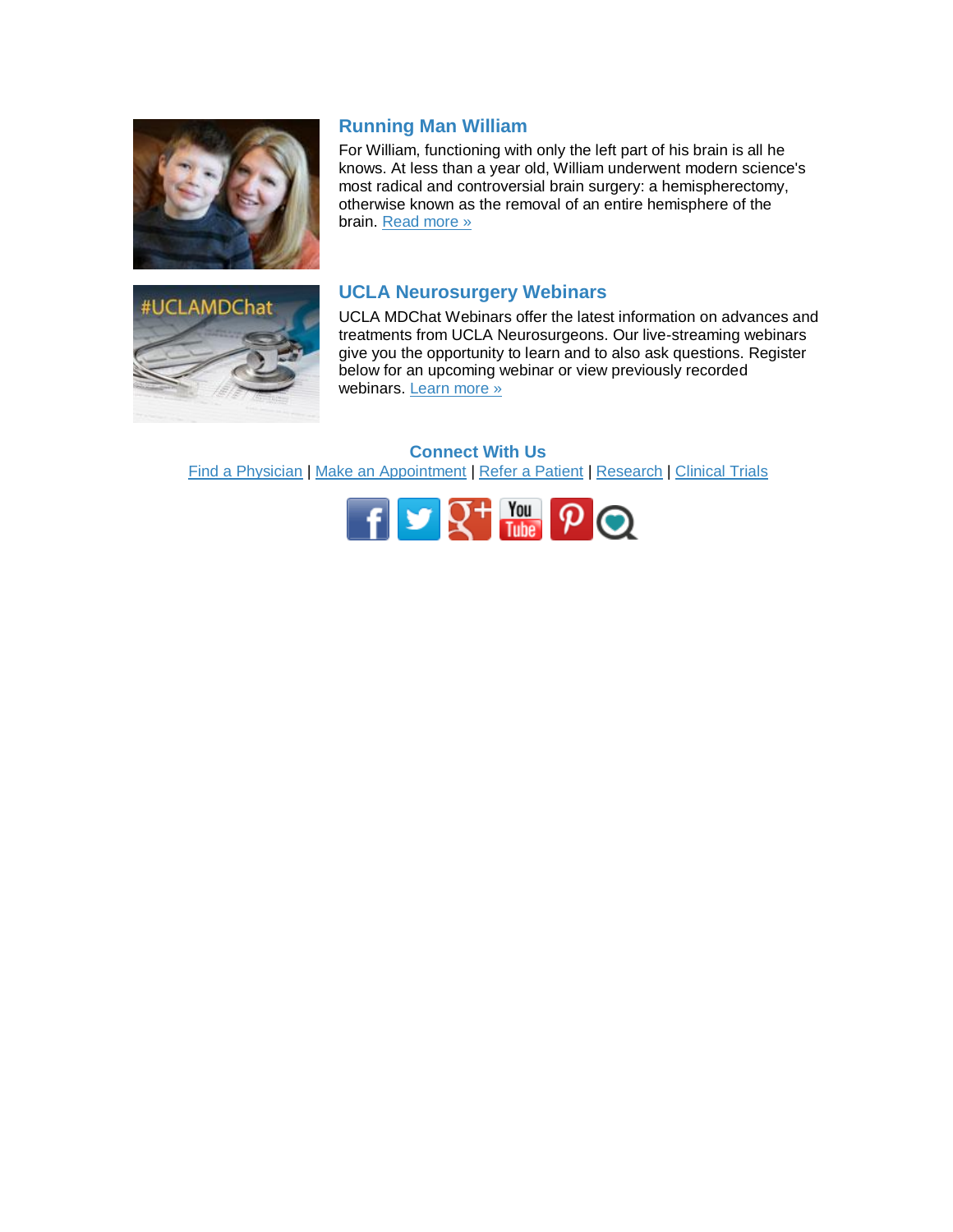### Running Man William

For William, functioning with only the left part of his brain is all he knows. At less than a year old, William underwent modern science's most radical and controversial brain surgery: a hemispherectomy, otherwise known as the removal of an entire hemisphere of the brain. Read more »

### UCLA Neurosurgery Webinars

UCLA MDChat Webinars offer the latest information on advances and treatments from UCLA Neurosurgeons. Our live-streaming webinars give you the opportunity to learn and to also ask questions. Register below for an upcoming webinar or view previously recorded webinars. Learn more »

**Connect With Us**

Find a Physician | Make an Appointment | Refer a Patient | Research | Clinical Trials